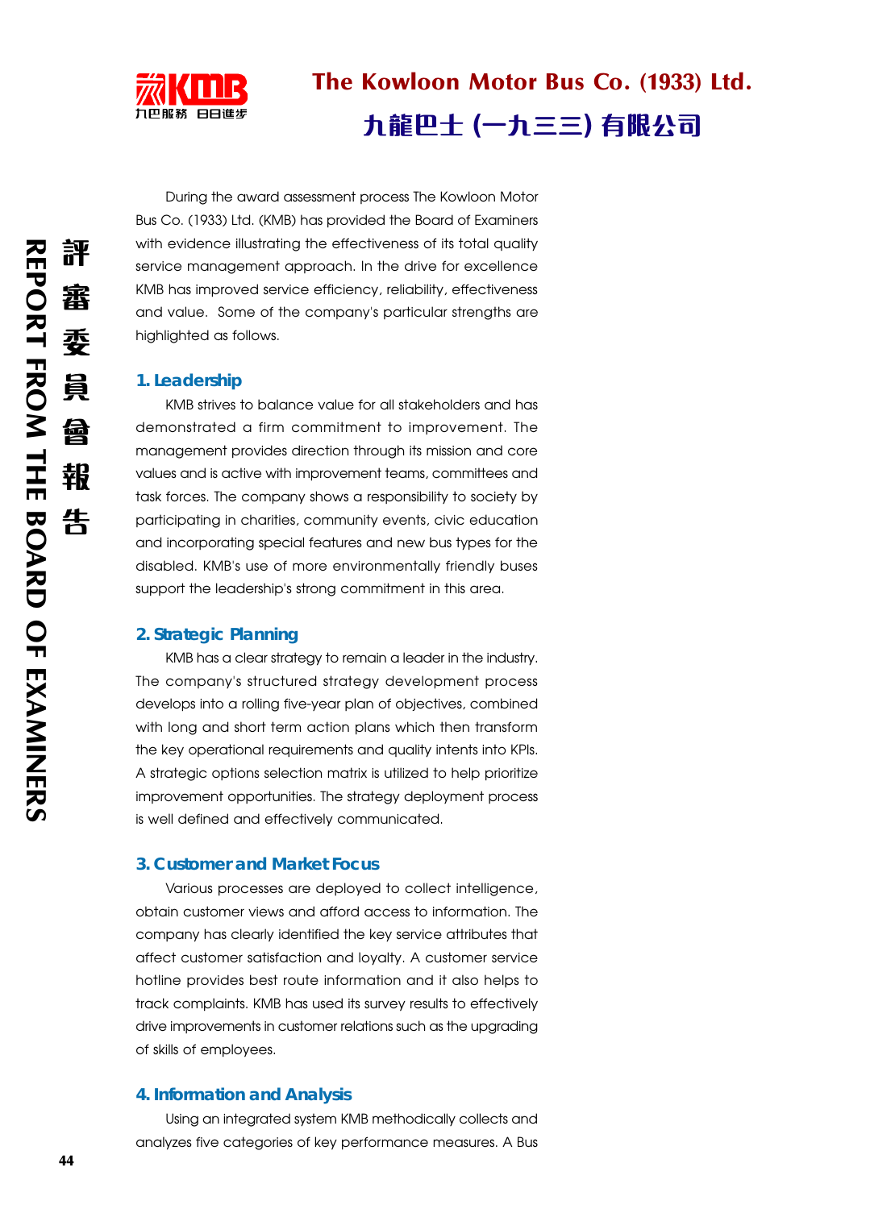# The Kowloon Motor Bus Co. (1933) Ltd.

# 九龍巴士 (一九三三) 有限公司

During the award assessment process The Kowloon Motor Bus Co. (1933) Ltd. (KMB) has provided the Board of Examiners with evidence illustrating the effectiveness of its total quality service management approach. In the drive for excellence KMB has improved service efficiency, reliability, effectiveness and value. Some of the company's particular strengths are highlighted as follows.

## 1. Leadership

KMB strives to balance value for all stakeholders and has demonstrated a firm commitment to improvement. The management provides direction through its mission and core values and is active with improvement teams, committees and task forces. The company shows a responsibility to society by participating in charities, community events, civic education and incorporating special features and new bus types for the disabled. KMB's use of more environmentally friendly buses support the leadership's strong commitment in this area.

## 2. Strategic Planning

KMB has a clear strategy to remain a leader in the industry. The company's structured strategy development process develops into a rolling five-year plan of objectives, combined with long and short term action plans which then transform the key operational requirements and quality intents into KPIs. A strategic options selection matrix is utilized to help prioritize improvement opportunities. The strategy deployment process is well defined and effectively communicated.

## 3. Customer and Market Focus

Various processes are deployed to collect intelligence, obtain customer views and afford access to information. The company has clearly identified the key service attributes that affect customer satisfaction and loyalty. A customer service hotline provides best route information and it also helps to track complaints. KMB has used its survey results to effectively drive improvements in customer relations such as the upgrading of skills of employees.

## 4. Information and Analysis

Using an integrated system KMB methodically collects and analyzes five categories of key performance measures. A Bus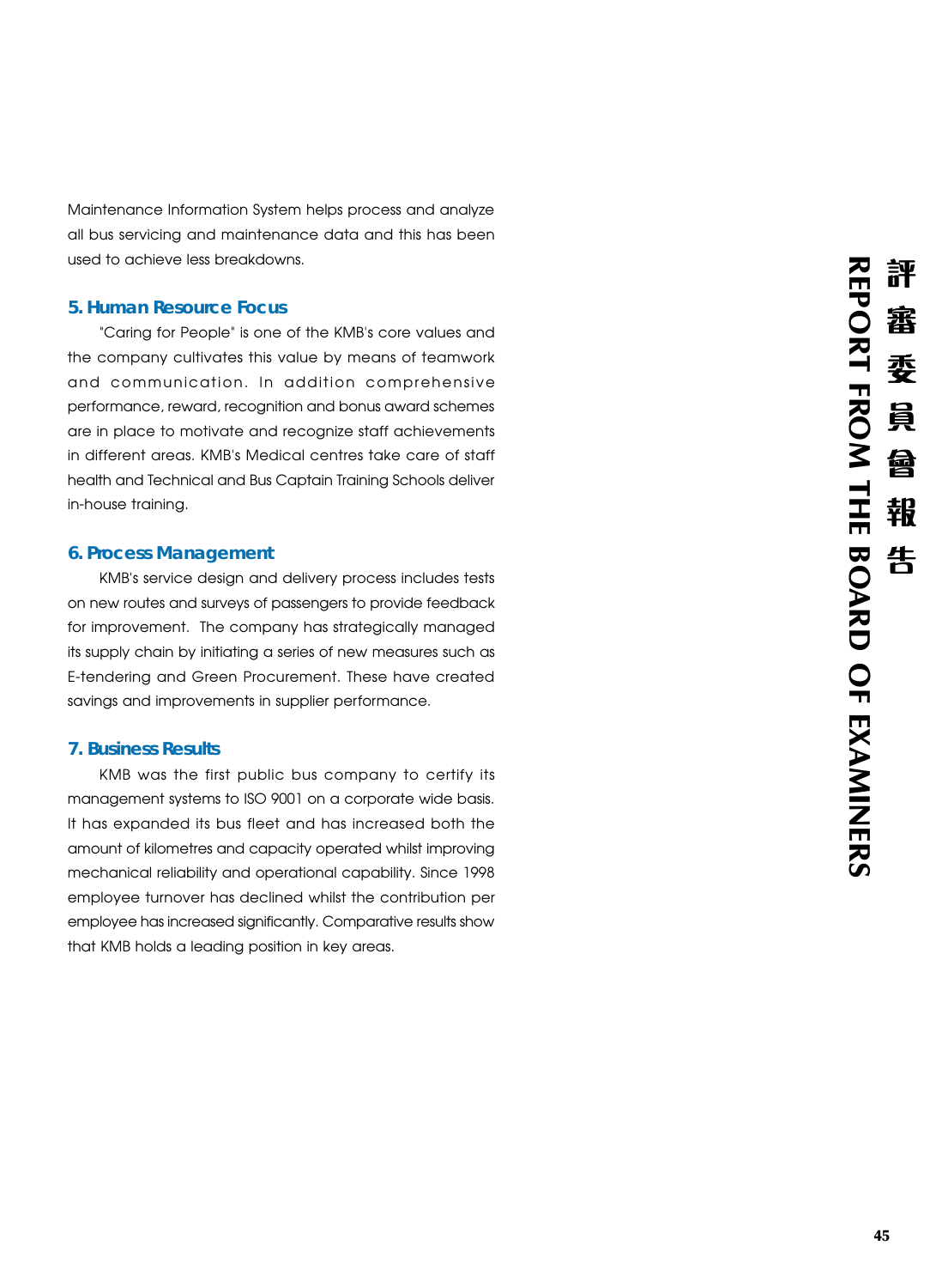Maintenance Information System helps process and analyze all bus servicing and maintenance data and this has been used to achieve less breakdowns.

### 5. Human Resource Focus

"Caring for People" is one of the KMB's core values and the company cultivates this value by means of teamwork and communication. In addition comprehensive performance, reward, recognition and bonus award schemes are in place to motivate and recognize staff achievements in different areas. KMB's Medical centres take care of staff health and Technical and Bus Captain Training Schools deliver in-house training.

### 6. Process Management

KMB's service design and delivery process includes tests on new routes and surveys of passengers to provide feedback for improvement. The company has strategically managed its supply chain by initiating a series of new measures such as E-tendering and Green Procurement. These have created savings and improvements in supplier performance.

### 7. Business Results

KMB was the first public bus company to certify its management systems to ISO 9001 on a corporate wide basis. It has expanded its bus fleet and has increased both the amount of kilometres and capacity operated whilst improving mechanical reliability and operational capability. Since 1998 employee turnover has declined whilst the contribution per employee has increased significantly. Comparative results show that KMB holds a leading position in key areas.